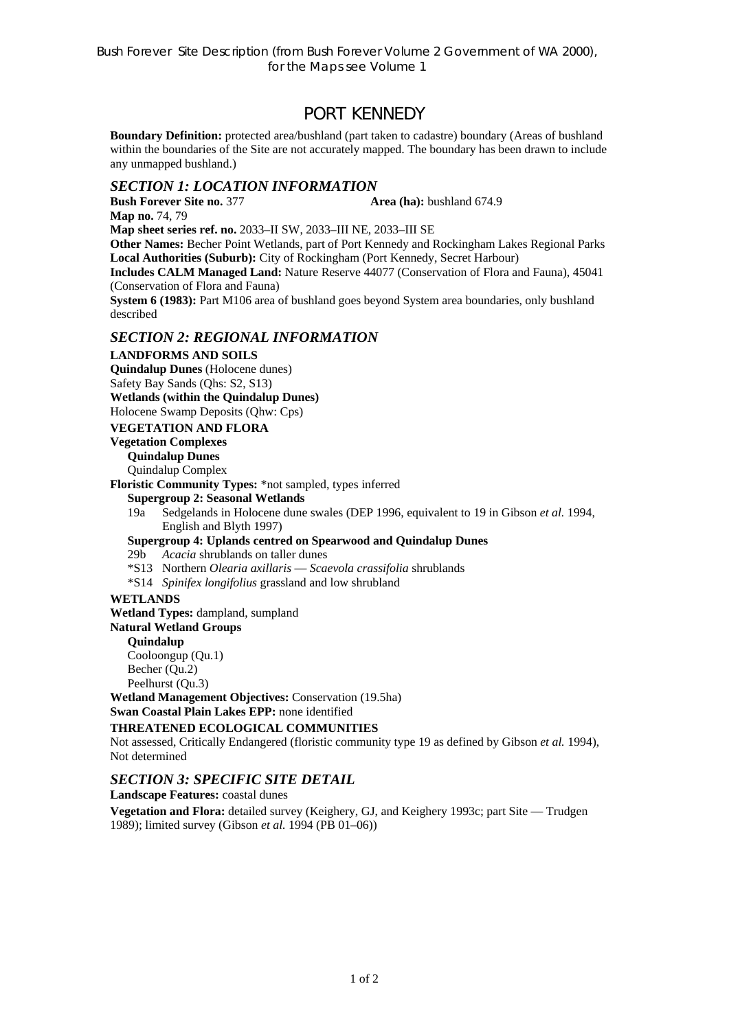Bush Forever Site Description (from Bush Forever Volume 2 Government of WA 2000), for the Maps see Volume 1

# PORT KENNEDY

**Boundary Definition:** protected area/bushland (part taken to cadastre) boundary (Areas of bushland within the boundaries of the Site are not accurately mapped. The boundary has been drawn to include any unmapped bushland.)

## *SECTION 1: LOCATION INFORMATION*

**Bush Forever Site no.** 377 **Area (ha):** bushland 674.9

**Map no.** 74, 79

**Map sheet series ref. no.** 2033–II SW, 2033–III NE, 2033–III SE

**Other Names:** Becher Point Wetlands, part of Port Kennedy and Rockingham Lakes Regional Parks

**Local Authorities (Suburb):** City of Rockingham (Port Kennedy, Secret Harbour)

**Includes CALM Managed Land:** Nature Reserve 44077 (Conservation of Flora and Fauna), 45041 (Conservation of Flora and Fauna)

**System 6 (1983):** Part M106 area of bushland goes beyond System area boundaries, only bushland described

## *SECTION 2: REGIONAL INFORMATION*

**LANDFORMS AND SOILS**

**Quindalup Dunes** (Holocene dunes)
Safety Bay Sands (Qhs: S2, S13)
**Wetlands (within the Quindalup Dunes)**
Holocene Swamp Deposits (Qhw: Cps)

**VEGETATION AND FLORA**

**Vegetation Complexes**

**Quindalup Dunes**
Quindalup Complex

**Floristic Community Types:** *not sampled, types inferred

**Supergroup 2: Seasonal Wetlands**

19a Sedgelands in Holocene dune swales (DEP 1996, equivalent to 19 in Gibson *et al.* 1994, English and Blyth 1997)

**Supergroup 4: Uplands centred on Spearwood and Quindalup Dunes**

29b *Acacia* shrublands on taller dunes
*S13 Northern *Olearia axillaris* — *Scaevola crassifolia* shrublands
*S14 *Spinifex longifolius* grassland and low shrubland

**WETLANDS**

**Wetland Types:** dampland, sumpland

**Natural Wetland Groups**

**Quindalup**
Cooloongup (Qu.1)
Becher (Qu.2)
Peelhurst (Qu.3)

**Wetland Management Objectives:** Conservation (19.5ha)

**Swan Coastal Plain Lakes EPP:** none identified

**THREATENED ECOLOGICAL COMMUNITIES**

Not assessed, Critically Endangered (floristic community type 19 as defined by Gibson *et al.* 1994), Not determined

## *SECTION 3: SPECIFIC SITE DETAIL*

**Landscape Features:** coastal dunes

**Vegetation and Flora:** detailed survey (Keighery, GJ, and Keighery 1993c; part Site — Trudgen 1989); limited survey (Gibson *et al.* 1994 (PB 01–06))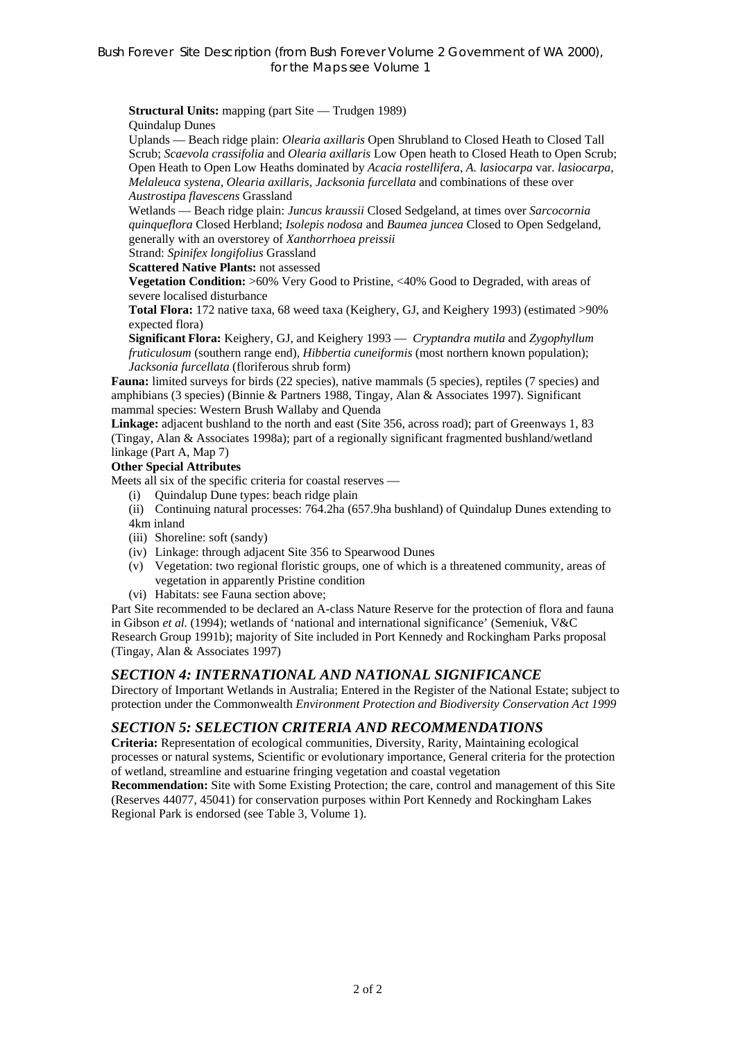**Structural Units:** mapping (part Site — Trudgen 1989)

Quindalup Dunes

Uplands — Beach ridge plain: *Olearia axillaris* Open Shrubland to Closed Heath to Closed Tall Scrub; *Scaevola crassifolia* and *Olearia axillaris* Low Open heath to Closed Heath to Open Scrub; Open Heath to Open Low Heaths dominated by *Acacia rostellifera*, *A. lasiocarpa* var. *lasiocarpa*, *Melaleuca systena*, *Olearia axillaris*, *Jacksonia furcellata* and combinations of these over *Austrostipa flavescens* Grassland

Wetlands — Beach ridge plain: *Juncus kraussii* Closed Sedgeland, at times over *Sarcocornia quinqueflora* Closed Herbland; *Isolepis nodosa* and *Baumea juncea* Closed to Open Sedgeland, generally with an overstorey of *Xanthorrhoea preissii*

Strand: *Spinifex longifolius* Grassland

**Scattered Native Plants:** not assessed

**Vegetation Condition:** >60% Very Good to Pristine, <40% Good to Degraded, with areas of severe localised disturbance

**Total Flora:** 172 native taxa, 68 weed taxa (Keighery, GJ, and Keighery 1993) (estimated >90% expected flora)

**Significant Flora:** Keighery, GJ, and Keighery 1993 — *Cryptandra mutila* and *Zygophyllum fruticulosum* (southern range end), *Hibbertia cuneiformis* (most northern known population); *Jacksonia furcellata* (floriferous shrub form)

**Fauna:** limited surveys for birds (22 species), native mammals (5 species), reptiles (7 species) and amphibians (3 species) (Binnie & Partners 1988, Tingay, Alan & Associates 1997). Significant mammal species: Western Brush Wallaby and Quenda

**Linkage:** adjacent bushland to the north and east (Site 356, across road); part of Greenways 1, 83 (Tingay, Alan & Associates 1998a); part of a regionally significant fragmented bushland/wetland linkage (Part A, Map 7)

**Other Special Attributes**

Meets all six of the specific criteria for coastal reserves —

(i) Quindalup Dune types: beach ridge plain

(ii) Continuing natural processes: 764.2ha (657.9ha bushland) of Quindalup Dunes extending to 4km inland

(iii) Shoreline: soft (sandy)

(iv) Linkage: through adjacent Site 356 to Spearwood Dunes

(v) Vegetation: two regional floristic groups, one of which is a threatened community, areas of vegetation in apparently Pristine condition

(vi) Habitats: see Fauna section above;

Part Site recommended to be declared an A-class Nature Reserve for the protection of flora and fauna in Gibson *et al.* (1994); wetlands of 'national and international significance' (Semeniuk, V&C Research Group 1991b); majority of Site included in Port Kennedy and Rockingham Parks proposal (Tingay, Alan & Associates 1997)

## *SECTION 4: INTERNATIONAL AND NATIONAL SIGNIFICANCE*

Directory of Important Wetlands in Australia; Entered in the Register of the National Estate; subject to protection under the Commonwealth *Environment Protection and Biodiversity Conservation Act 1999*

## *SECTION 5: SELECTION CRITERIA AND RECOMMENDATIONS*

**Criteria:** Representation of ecological communities, Diversity, Rarity, Maintaining ecological processes or natural systems, Scientific or evolutionary importance, General criteria for the protection of wetland, streamline and estuarine fringing vegetation and coastal vegetation

**Recommendation:** Site with Some Existing Protection; the care, control and management of this Site (Reserves 44077, 45041) for conservation purposes within Port Kennedy and Rockingham Lakes Regional Park is endorsed (see Table 3, Volume 1).